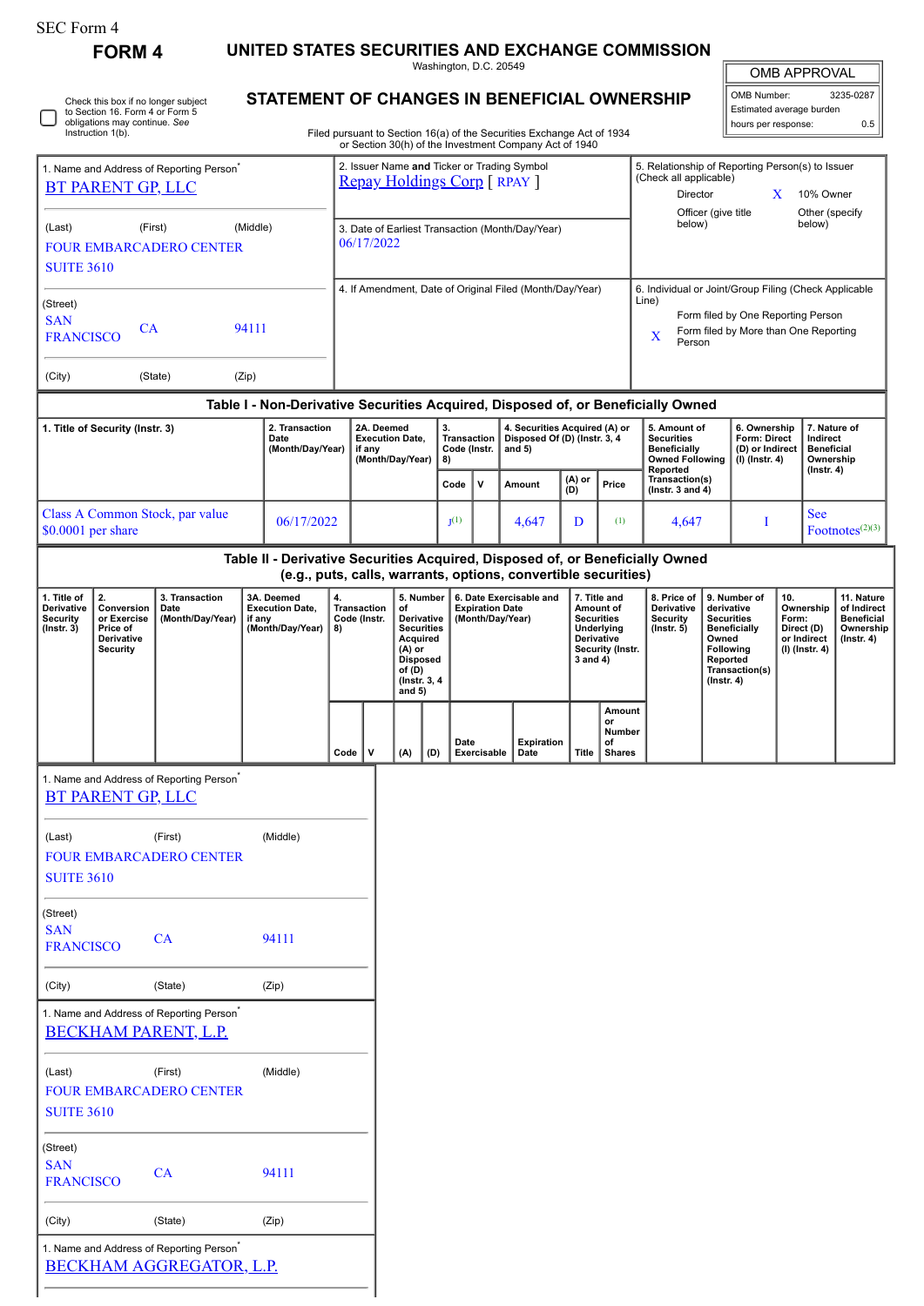SEC Form 4

# FORM 4

## UNITED STATES SECURITIES AND EXCHANGE COMMISSION

Washington, D.C. 20549

## STATEMENT OF CHANGES IN BENEFICIAL OWNERSHIP

Filed pursuant to Section 16(a) of the Securities Exchange Act of 1934 or Section 30(h) of the Investment Company Act of 1940

| OMB APPROVAL | |
|---|---|
| OMB Number: | 3235-0287 |
| Estimated average burden | |
| hours per response: | 0.5 |

Check this box if no longer subject to Section 16. Form 4 or Form 5 obligations may continue. See Instruction 1(b).

1. Name and Address of Reporting Person*
BT PARENT GP, LLC

(Last) (First) (Middle)
FOUR EMBARCADERO CENTER
SUITE 3610

(Street)
SAN FRANCISCO CA 94111

(City) (State) (Zip)

2. Issuer Name and Ticker or Trading Symbol
Repay Holdings Corp [ RPAY ]

3. Date of Earliest Transaction (Month/Day/Year)
06/17/2022

4. If Amendment, Date of Original Filed (Month/Day/Year)

5. Relationship of Reporting Person(s) to Issuer (Check all applicable)
Director
X 10% Owner
Officer (give title below)
Other (specify below)

6. Individual or Joint/Group Filing (Check Applicable Line)
Form filed by One Reporting Person
X Form filed by More than One Reporting Person

### Table I - Non-Derivative Securities Acquired, Disposed of, or Beneficially Owned

| 1. Title of Security (Instr. 3) | 2. Transaction Date (Month/Day/Year) | 2A. Deemed Execution Date, if any (Month/Day/Year) | 3. Transaction Code (Instr. 8) | | 4. Securities Acquired (A) or Disposed Of (D) (Instr. 3, 4 and 5) | | | 5. Amount of Securities Beneficially Owned Following Reported Transaction(s) (Instr. 3 and 4) | 6. Ownership Form: Direct (D) or Indirect (I) (Instr. 4) | 7. Nature of Indirect Beneficial Ownership (Instr. 4) |
|---|---|---|---|---|---|---|---|---|---|---|
| | | | Code | V | Amount | (A) or (D) | Price | | | |
| Class A Common Stock, par value $0.0001 per share | 06/17/2022 | | J[1] | | 4,647 | D | [1] | 4,647 | I | See Footnotes[2][3] |

### Table II - Derivative Securities Acquired, Disposed of, or Beneficially Owned (e.g., puts, calls, warrants, options, convertible securities)

| 1. Title of Derivative Security (Instr. 3) | 2. Conversion or Exercise Price of Derivative Security | 3. Transaction Date (Month/Day/Year) | 3A. Deemed Execution Date, if any (Month/Day/Year) | 4. Transaction Code (Instr. 8) | | 5. Number of Derivative Securities Acquired (A) or Disposed of (D) (Instr. 3, 4 and 5) | | 6. Date Exercisable and Expiration Date (Month/Day/Year) | | 7. Title and Amount of Securities Underlying Derivative Security (Instr. 3 and 4) | | 8. Price of Derivative Security (Instr. 5) | 9. Number of derivative Securities Beneficially Owned Following Reported Transaction(s) (Instr. 4) | 10. Ownership Form: Direct (D) or Indirect (I) (Instr. 4) | 11. Nature of Indirect Beneficial Ownership (Instr. 4) |
|---|---|---|---|---|---|---|---|---|---|---|---|---|---|---|---|
| | | | | Code | V | (A) | (D) | Date Exercisable | Expiration Date | Title | Amount or Number of Shares | | | | |

1. Name and Address of Reporting Person*
BT PARENT GP, LLC

(Last) (First) (Middle)
FOUR EMBARCADERO CENTER
SUITE 3610

(Street)
SAN FRANCISCO CA 94111

(City) (State) (Zip)

1. Name and Address of Reporting Person*
BECKHAM PARENT, L.P.

(Last) (First) (Middle)
FOUR EMBARCADERO CENTER
SUITE 3610

(Street)
SAN FRANCISCO CA 94111

(City) (State) (Zip)

1. Name and Address of Reporting Person*
BECKHAM AGGREGATOR, L.P.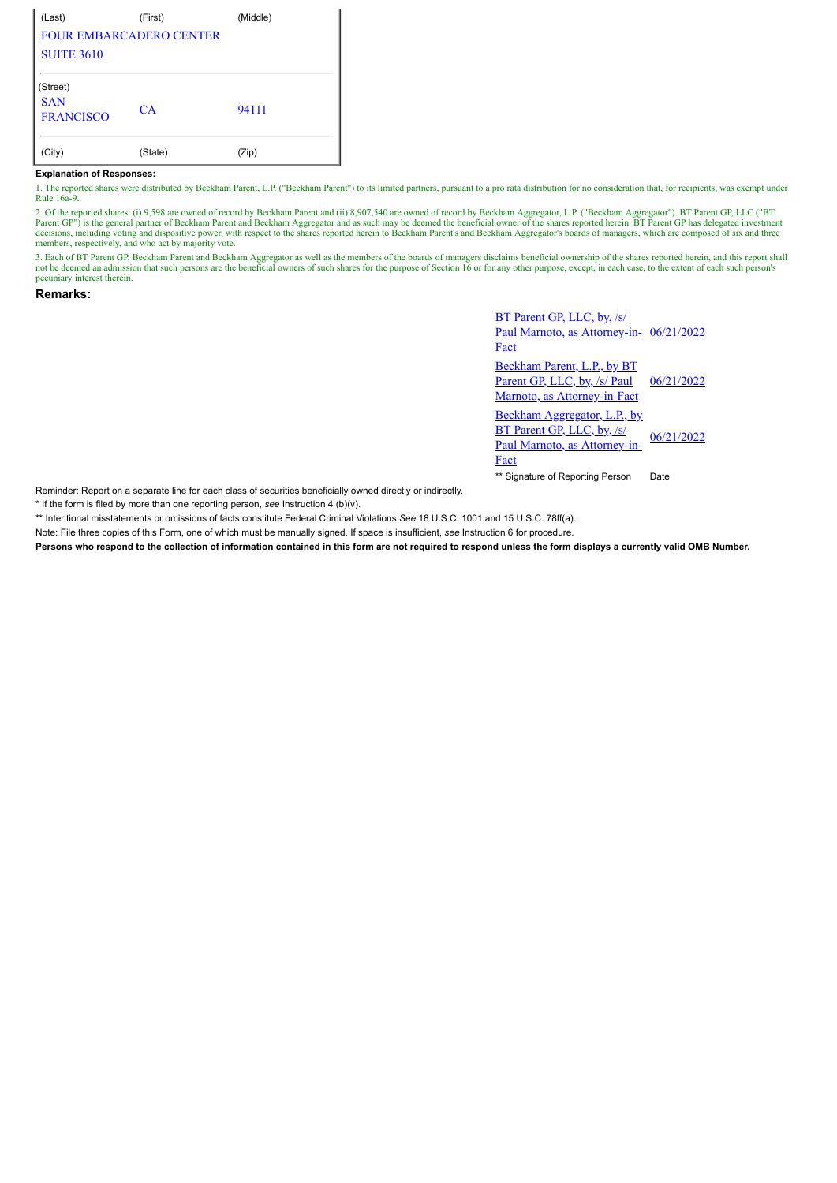| (Last) | (First) | (Middle) |
| --- | --- | --- |
| FOUR EMBARCADERO CENTER SUITE 3610 | | |
| (Street) | | |
| SAN FRANCISCO | CA | 94111 |
| (City) | (State) | (Zip) |

**Explanation of Responses:**

1. The reported shares were distributed by Beckham Parent, L.P. ("Beckham Parent") to its limited partners, pursuant to a pro rata distribution for no consideration that, for recipients, was exempt under Rule 16a-9.

2. Of the reported shares: (i) 9,598 are owned of record by Beckham Parent and (ii) 8,907,540 are owned of record by Beckham Aggregator, L.P. ("Beckham Aggregator"). BT Parent GP, LLC ("BT Parent GP") is the general partner of Beckham Parent and Beckham Aggregator and as such may be deemed the beneficial owner of the shares reported herein. BT Parent GP has delegated investment decisions, including voting and dispositive power, with respect to the shares reported herein to Beckham Parent's and Beckham Aggregator's boards of managers, which are composed of six and three members, respectively, and who act by majority vote.

3. Each of BT Parent GP, Beckham Parent and Beckham Aggregator as well as the members of the boards of managers disclaims beneficial ownership of the shares reported herein, and this report shall not be deemed an admission that such persons are the beneficial owners of such shares for the purpose of Section 16 or for any other purpose, except, in each case, to the extent of each such person's pecuniary interest therein.

**Remarks:**

| | |
| --- | --- |
| BT Parent GP, LLC, by, /s/ Paul Marnoto, as Attorney-in-Fact | 06/21/2022 |
| Beckham Parent, L.P., by BT Parent GP, LLC, by, /s/ Paul Marnoto, as Attorney-in-Fact | 06/21/2022 |
| Beckham Aggregator, L.P., by BT Parent GP, LLC, by, /s/ Paul Marnoto, as Attorney-in-Fact | 06/21/2022 |
| ** Signature of Reporting Person | Date |

Reminder: Report on a separate line for each class of securities beneficially owned directly or indirectly.

* If the form is filed by more than one reporting person, *see* Instruction 4 (b)(v).

** Intentional misstatements or omissions of facts constitute Federal Criminal Violations *See* 18 U.S.C. 1001 and 15 U.S.C. 78ff(a).

Note: File three copies of this Form, one of which must be manually signed. If space is insufficient, *see* Instruction 6 for procedure.

**Persons who respond to the collection of information contained in this form are not required to respond unless the form displays a currently valid OMB Number.**